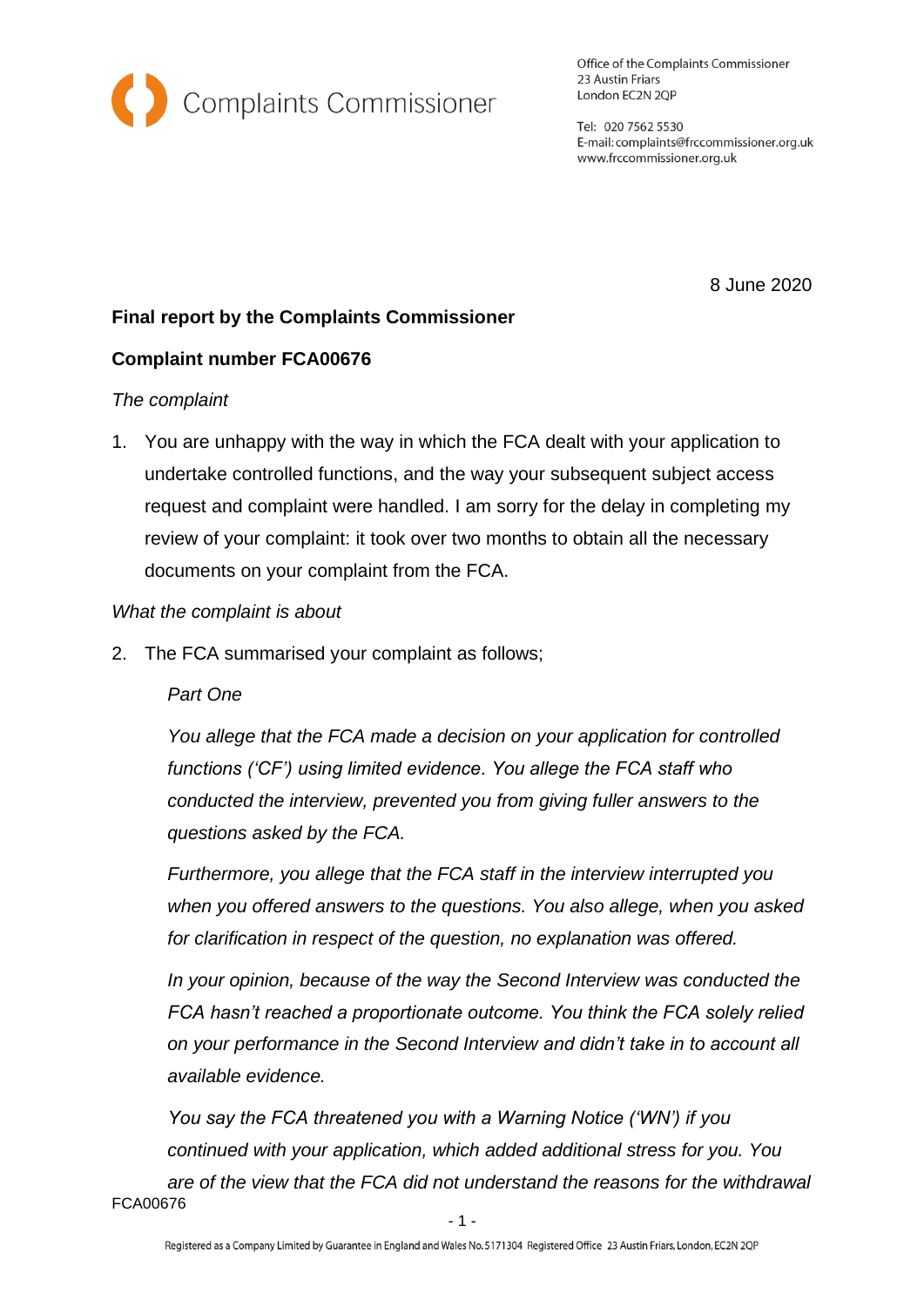Complaints Commissioner

Office of the Complaints Commissioner
23 Austin Friars
London EC2N 2QP

Tel: 020 7562 5530
E-mail: complaints@frccommissioner.org.uk
www.frccommissioner.org.uk

8 June 2020

**Final report by the Complaints Commissioner**

**Complaint number FCA00676**

*The complaint*

1. You are unhappy with the way in which the FCA dealt with your application to undertake controlled functions, and the way your subsequent subject access request and complaint were handled. I am sorry for the delay in completing my review of your complaint: it took over two months to obtain all the necessary documents on your complaint from the FCA.

*What the complaint is about*

2. The FCA summarised your complaint as follows;

   *Part One*

   *You allege that the FCA made a decision on your application for controlled functions ('CF') using limited evidence. You allege the FCA staff who conducted the interview, prevented you from giving fuller answers to the questions asked by the FCA.*

   *Furthermore, you allege that the FCA staff in the interview interrupted you when you offered answers to the questions. You also allege, when you asked for clarification in respect of the question, no explanation was offered.*

   *In your opinion, because of the way the Second Interview was conducted the FCA hasn't reached a proportionate outcome. You think the FCA solely relied on your performance in the Second Interview and didn't take in to account all available evidence.*

   *You say the FCA threatened you with a Warning Notice ('WN') if you continued with your application, which added additional stress for you. You are of the view that the FCA did not understand the reasons for the withdrawal*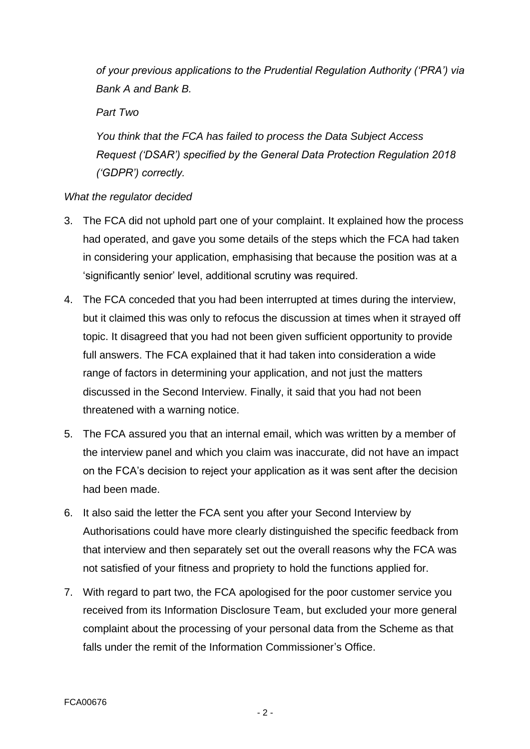*of your previous applications to the Prudential Regulation Authority ('PRA') via Bank A and Bank B.*

*Part Two*

*You think that the FCA has failed to process the Data Subject Access Request ('DSAR') specified by the General Data Protection Regulation 2018 ('GDPR') correctly.*

*What the regulator decided*

3. The FCA did not uphold part one of your complaint. It explained how the process had operated, and gave you some details of the steps which the FCA had taken in considering your application, emphasising that because the position was at a 'significantly senior' level, additional scrutiny was required.
4. The FCA conceded that you had been interrupted at times during the interview, but it claimed this was only to refocus the discussion at times when it strayed off topic. It disagreed that you had not been given sufficient opportunity to provide full answers. The FCA explained that it had taken into consideration a wide range of factors in determining your application, and not just the matters discussed in the Second Interview. Finally, it said that you had not been threatened with a warning notice.
5. The FCA assured you that an internal email, which was written by a member of the interview panel and which you claim was inaccurate, did not have an impact on the FCA's decision to reject your application as it was sent after the decision had been made.
6. It also said the letter the FCA sent you after your Second Interview by Authorisations could have more clearly distinguished the specific feedback from that interview and then separately set out the overall reasons why the FCA was not satisfied of your fitness and propriety to hold the functions applied for.
7. With regard to part two, the FCA apologised for the poor customer service you received from its Information Disclosure Team, but excluded your more general complaint about the processing of your personal data from the Scheme as that falls under the remit of the Information Commissioner's Office.

FCA00676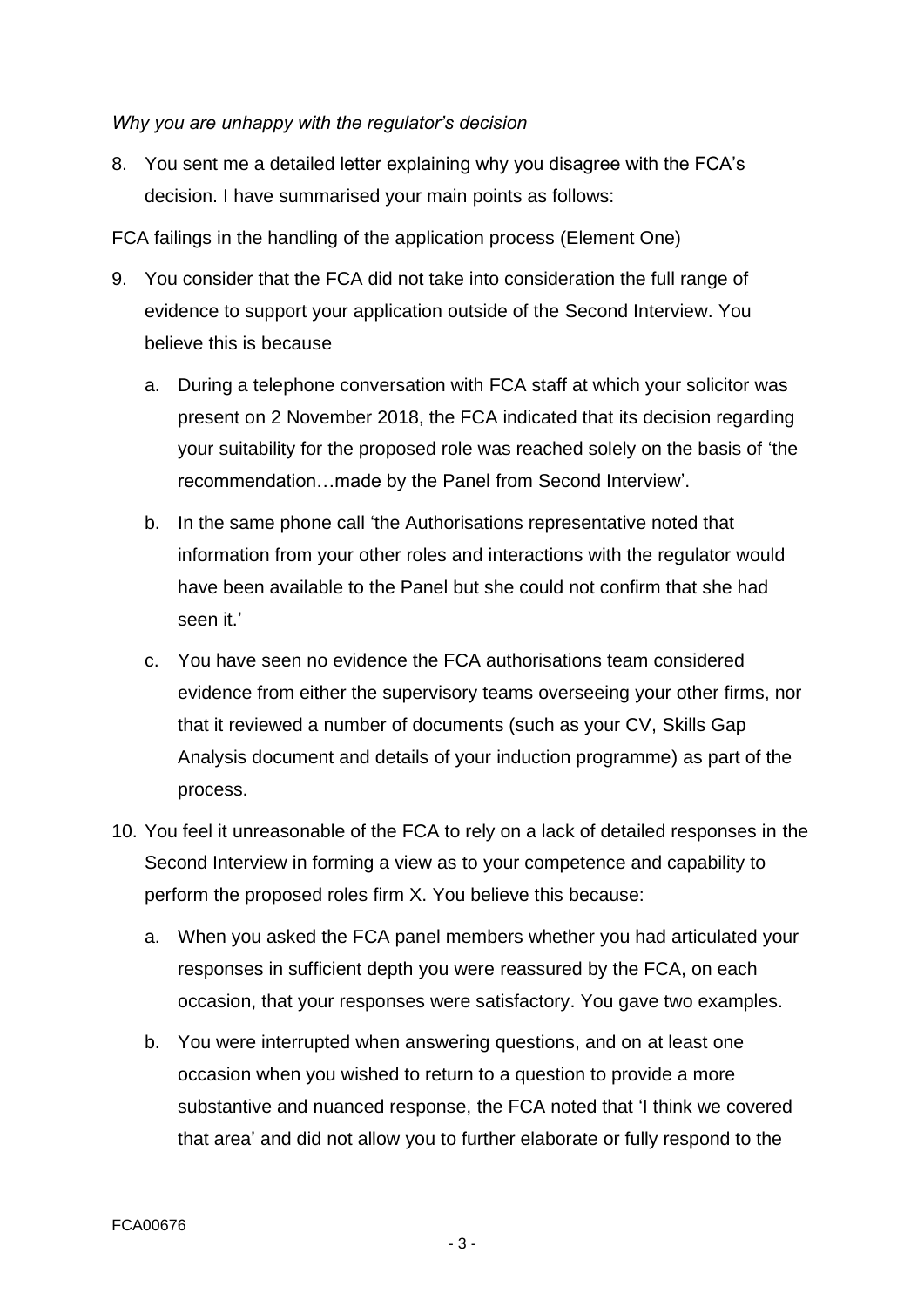*Why you are unhappy with the regulator's decision*

8. You sent me a detailed letter explaining why you disagree with the FCA's decision. I have summarised your main points as follows:

FCA failings in the handling of the application process (Element One)

9. You consider that the FCA did not take into consideration the full range of evidence to support your application outside of the Second Interview. You believe this is because
   a. During a telephone conversation with FCA staff at which your solicitor was present on 2 November 2018, the FCA indicated that its decision regarding your suitability for the proposed role was reached solely on the basis of 'the recommendation…made by the Panel from Second Interview'.
   b. In the same phone call 'the Authorisations representative noted that information from your other roles and interactions with the regulator would have been available to the Panel but she could not confirm that she had seen it.'
   c. You have seen no evidence the FCA authorisations team considered evidence from either the supervisory teams overseeing your other firms, nor that it reviewed a number of documents (such as your CV, Skills Gap Analysis document and details of your induction programme) as part of the process.

10. You feel it unreasonable of the FCA to rely on a lack of detailed responses in the Second Interview in forming a view as to your competence and capability to perform the proposed roles firm X. You believe this because:
    a. When you asked the FCA panel members whether you had articulated your responses in sufficient depth you were reassured by the FCA, on each occasion, that your responses were satisfactory. You gave two examples.
    b. You were interrupted when answering questions, and on at least one occasion when you wished to return to a question to provide a more substantive and nuanced response, the FCA noted that 'I think we covered that area' and did not allow you to further elaborate or fully respond to the

FCA00676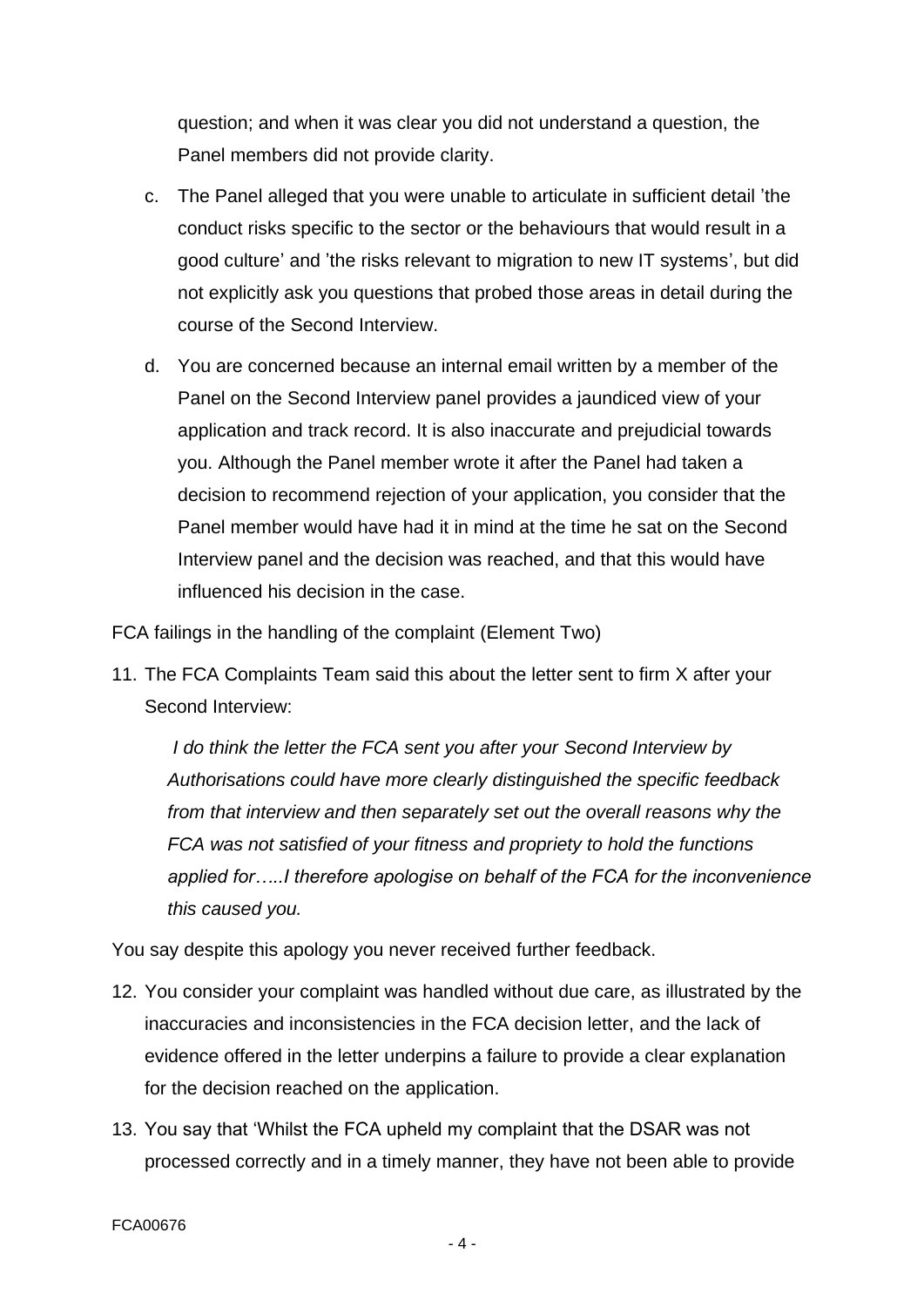question; and when it was clear you did not understand a question, the Panel members did not provide clarity.

c. The Panel alleged that you were unable to articulate in sufficient detail 'the conduct risks specific to the sector or the behaviours that would result in a good culture' and 'the risks relevant to migration to new IT systems', but did not explicitly ask you questions that probed those areas in detail during the course of the Second Interview.

d. You are concerned because an internal email written by a member of the Panel on the Second Interview panel provides a jaundiced view of your application and track record. It is also inaccurate and prejudicial towards you. Although the Panel member wrote it after the Panel had taken a decision to recommend rejection of your application, you consider that the Panel member would have had it in mind at the time he sat on the Second Interview panel and the decision was reached, and that this would have influenced his decision in the case.

FCA failings in the handling of the complaint (Element Two)

11. The FCA Complaints Team said this about the letter sent to firm X after your Second Interview:

> *I do think the letter the FCA sent you after your Second Interview by Authorisations could have more clearly distinguished the specific feedback from that interview and then separately set out the overall reasons why the FCA was not satisfied of your fitness and propriety to hold the functions applied for…..I therefore apologise on behalf of the FCA for the inconvenience this caused you.*

You say despite this apology you never received further feedback.

12. You consider your complaint was handled without due care, as illustrated by the inaccuracies and inconsistencies in the FCA decision letter, and the lack of evidence offered in the letter underpins a failure to provide a clear explanation for the decision reached on the application.

13. You say that 'Whilst the FCA upheld my complaint that the DSAR was not processed correctly and in a timely manner, they have not been able to provide

FCA00676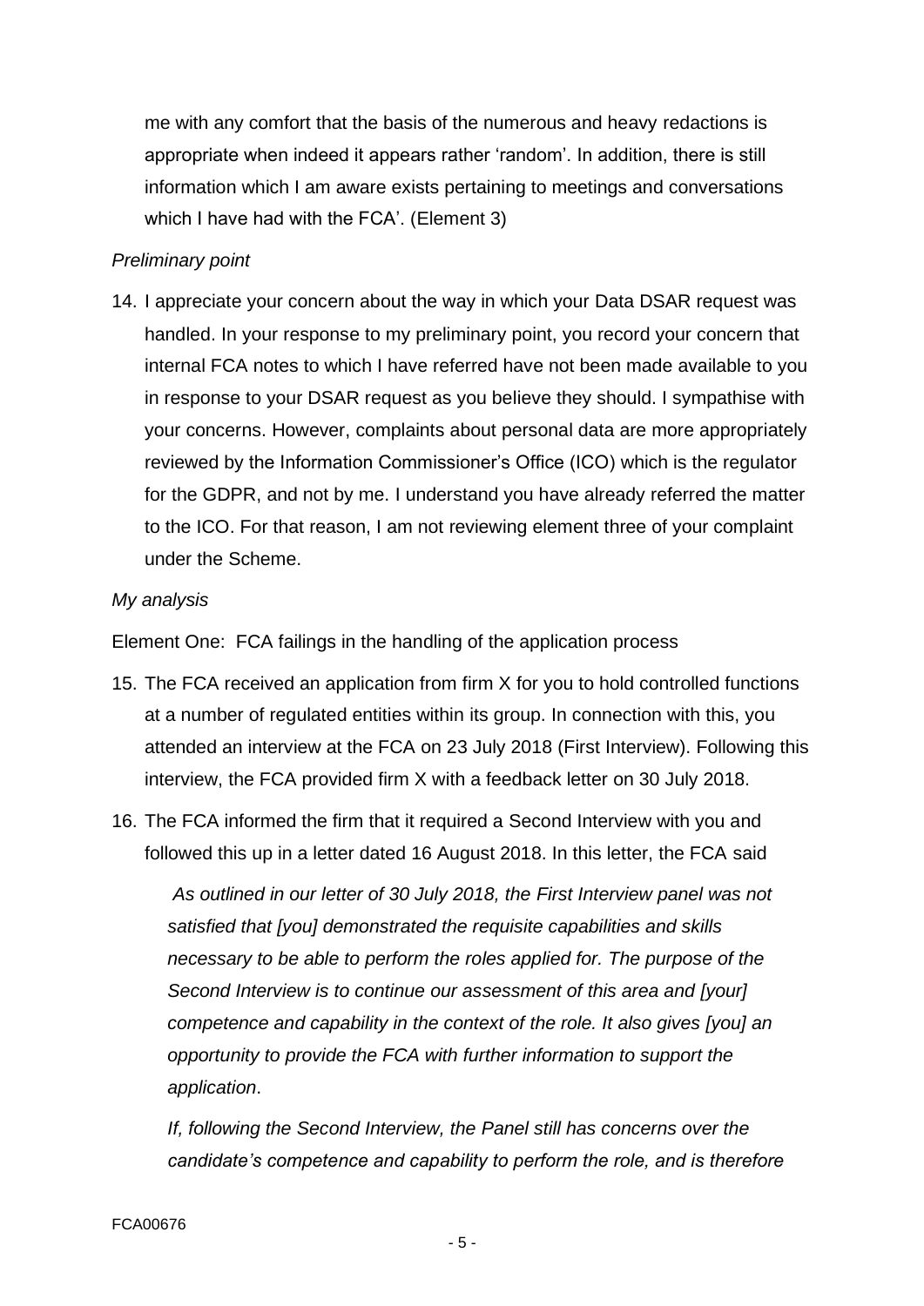me with any comfort that the basis of the numerous and heavy redactions is appropriate when indeed it appears rather 'random'. In addition, there is still information which I am aware exists pertaining to meetings and conversations which I have had with the FCA'. (Element 3)

*Preliminary point*

14. I appreciate your concern about the way in which your Data DSAR request was handled. In your response to my preliminary point, you record your concern that internal FCA notes to which I have referred have not been made available to you in response to your DSAR request as you believe they should. I sympathise with your concerns. However, complaints about personal data are more appropriately reviewed by the Information Commissioner's Office (ICO) which is the regulator for the GDPR, and not by me. I understand you have already referred the matter to the ICO. For that reason, I am not reviewing element three of your complaint under the Scheme.

*My analysis*

Element One: FCA failings in the handling of the application process

15. The FCA received an application from firm X for you to hold controlled functions at a number of regulated entities within its group. In connection with this, you attended an interview at the FCA on 23 July 2018 (First Interview). Following this interview, the FCA provided firm X with a feedback letter on 30 July 2018.
16. The FCA informed the firm that it required a Second Interview with you and followed this up in a letter dated 16 August 2018. In this letter, the FCA said

    *As outlined in our letter of 30 July 2018, the First Interview panel was not satisfied that [you] demonstrated the requisite capabilities and skills necessary to be able to perform the roles applied for. The purpose of the Second Interview is to continue our assessment of this area and [your] competence and capability in the context of the role. It also gives [you] an opportunity to provide the FCA with further information to support the application*.

    *If, following the Second Interview, the Panel still has concerns over the candidate's competence and capability to perform the role, and is therefore*

FCA00676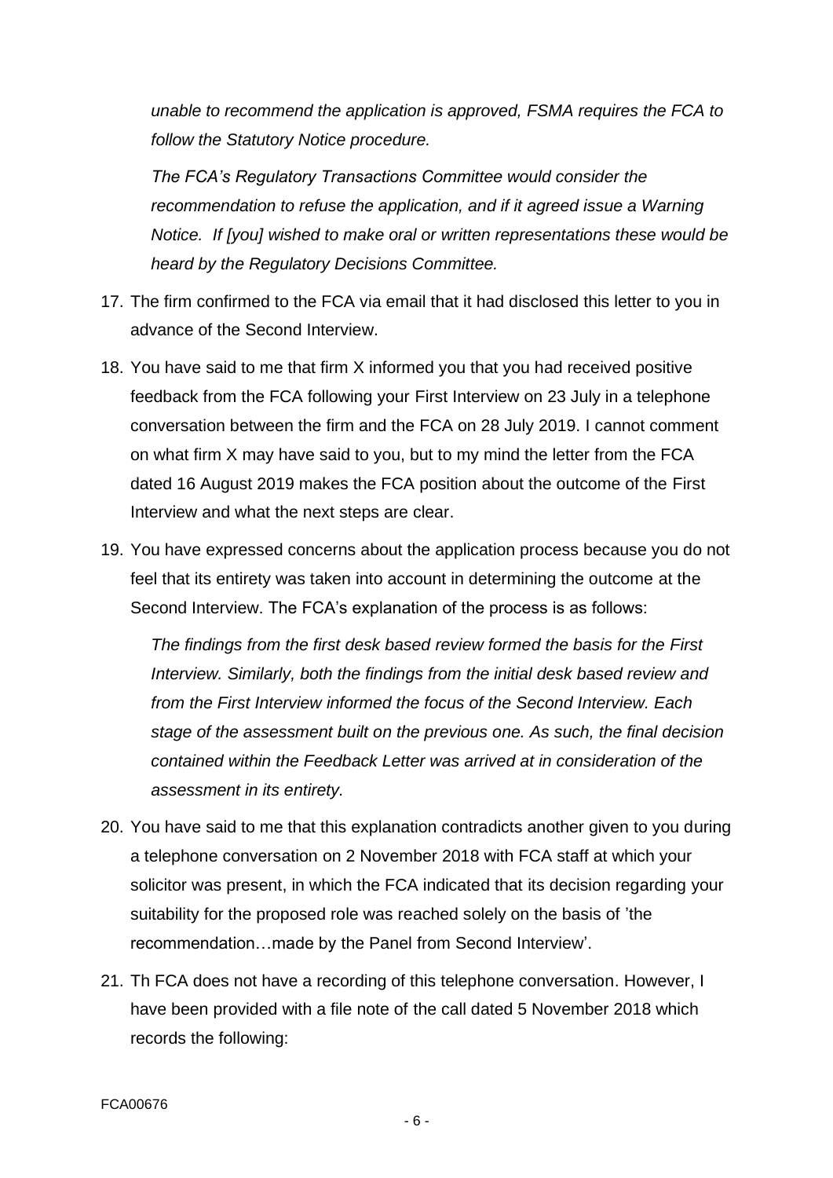*unable to recommend the application is approved, FSMA requires the FCA to follow the Statutory Notice procedure.*

*The FCA's Regulatory Transactions Committee would consider the recommendation to refuse the application, and if it agreed issue a Warning Notice. If [you] wished to make oral or written representations these would be heard by the Regulatory Decisions Committee.*

17. The firm confirmed to the FCA via email that it had disclosed this letter to you in advance of the Second Interview.

18. You have said to me that firm X informed you that you had received positive feedback from the FCA following your First Interview on 23 July in a telephone conversation between the firm and the FCA on 28 July 2019. I cannot comment on what firm X may have said to you, but to my mind the letter from the FCA dated 16 August 2019 makes the FCA position about the outcome of the First Interview and what the next steps are clear.

19. You have expressed concerns about the application process because you do not feel that its entirety was taken into account in determining the outcome at the Second Interview. The FCA's explanation of the process is as follows:

    *The findings from the first desk based review formed the basis for the First Interview. Similarly, both the findings from the initial desk based review and from the First Interview informed the focus of the Second Interview. Each stage of the assessment built on the previous one. As such, the final decision contained within the Feedback Letter was arrived at in consideration of the assessment in its entirety.*

20. You have said to me that this explanation contradicts another given to you during a telephone conversation on 2 November 2018 with FCA staff at which your solicitor was present, in which the FCA indicated that its decision regarding your suitability for the proposed role was reached solely on the basis of 'the recommendation…made by the Panel from Second Interview'.

21. Th FCA does not have a recording of this telephone conversation. However, I have been provided with a file note of the call dated 5 November 2018 which records the following:

FCA00676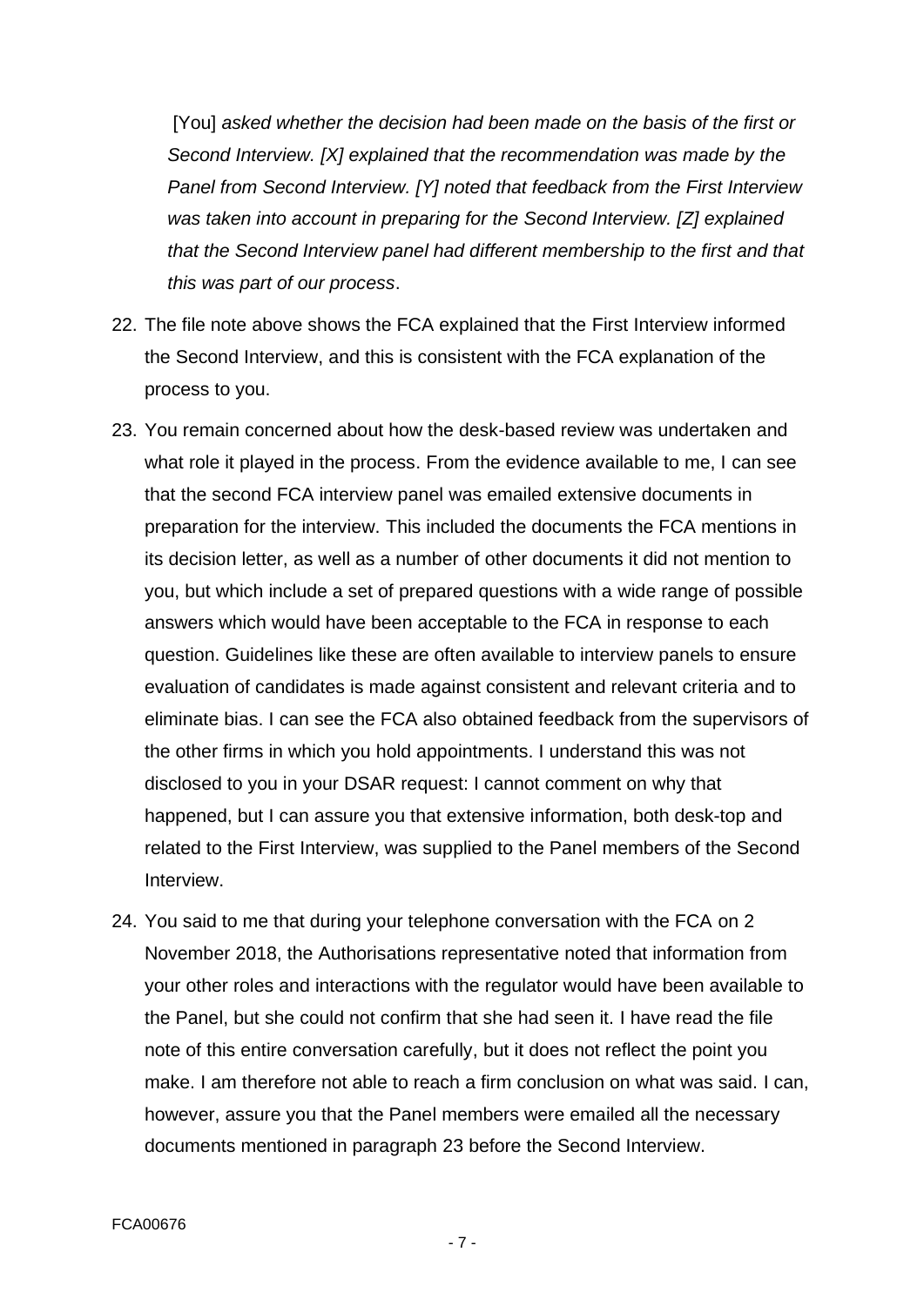[You] *asked whether the decision had been made on the basis of the first or Second Interview. [X] explained that the recommendation was made by the Panel from Second Interview. [Y] noted that feedback from the First Interview was taken into account in preparing for the Second Interview. [Z] explained that the Second Interview panel had different membership to the first and that this was part of our process*.

22. The file note above shows the FCA explained that the First Interview informed the Second Interview, and this is consistent with the FCA explanation of the process to you.

23. You remain concerned about how the desk-based review was undertaken and what role it played in the process. From the evidence available to me, I can see that the second FCA interview panel was emailed extensive documents in preparation for the interview. This included the documents the FCA mentions in its decision letter, as well as a number of other documents it did not mention to you, but which include a set of prepared questions with a wide range of possible answers which would have been acceptable to the FCA in response to each question. Guidelines like these are often available to interview panels to ensure evaluation of candidates is made against consistent and relevant criteria and to eliminate bias. I can see the FCA also obtained feedback from the supervisors of the other firms in which you hold appointments. I understand this was not disclosed to you in your DSAR request: I cannot comment on why that happened, but I can assure you that extensive information, both desk-top and related to the First Interview, was supplied to the Panel members of the Second Interview.

24. You said to me that during your telephone conversation with the FCA on 2 November 2018, the Authorisations representative noted that information from your other roles and interactions with the regulator would have been available to the Panel, but she could not confirm that she had seen it. I have read the file note of this entire conversation carefully, but it does not reflect the point you make. I am therefore not able to reach a firm conclusion on what was said. I can, however, assure you that the Panel members were emailed all the necessary documents mentioned in paragraph 23 before the Second Interview.

FCA00676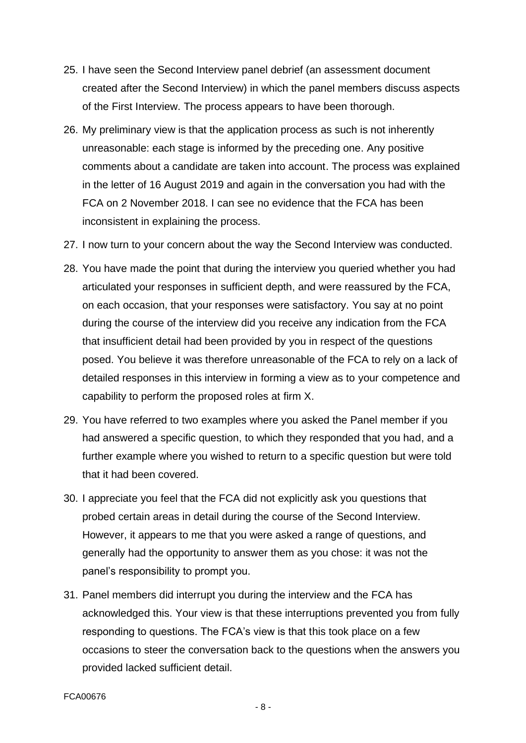25. I have seen the Second Interview panel debrief (an assessment document created after the Second Interview) in which the panel members discuss aspects of the First Interview. The process appears to have been thorough.

26. My preliminary view is that the application process as such is not inherently unreasonable: each stage is informed by the preceding one. Any positive comments about a candidate are taken into account. The process was explained in the letter of 16 August 2019 and again in the conversation you had with the FCA on 2 November 2018. I can see no evidence that the FCA has been inconsistent in explaining the process.

27. I now turn to your concern about the way the Second Interview was conducted.

28. You have made the point that during the interview you queried whether you had articulated your responses in sufficient depth, and were reassured by the FCA, on each occasion, that your responses were satisfactory. You say at no point during the course of the interview did you receive any indication from the FCA that insufficient detail had been provided by you in respect of the questions posed. You believe it was therefore unreasonable of the FCA to rely on a lack of detailed responses in this interview in forming a view as to your competence and capability to perform the proposed roles at firm X.

29. You have referred to two examples where you asked the Panel member if you had answered a specific question, to which they responded that you had, and a further example where you wished to return to a specific question but were told that it had been covered.

30. I appreciate you feel that the FCA did not explicitly ask you questions that probed certain areas in detail during the course of the Second Interview. However, it appears to me that you were asked a range of questions, and generally had the opportunity to answer them as you chose: it was not the panel's responsibility to prompt you.

31. Panel members did interrupt you during the interview and the FCA has acknowledged this. Your view is that these interruptions prevented you from fully responding to questions. The FCA's view is that this took place on a few occasions to steer the conversation back to the questions when the answers you provided lacked sufficient detail.

FCA00676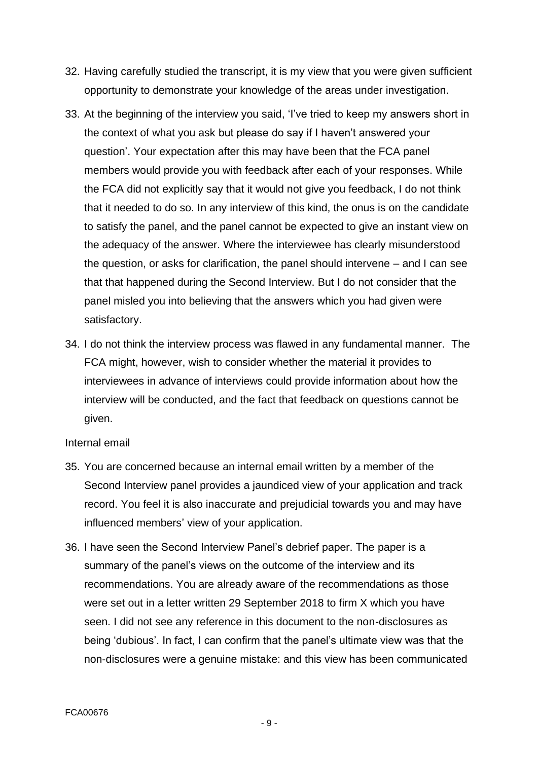32. Having carefully studied the transcript, it is my view that you were given sufficient opportunity to demonstrate your knowledge of the areas under investigation.

33. At the beginning of the interview you said, 'I've tried to keep my answers short in the context of what you ask but please do say if I haven't answered your question'. Your expectation after this may have been that the FCA panel members would provide you with feedback after each of your responses. While the FCA did not explicitly say that it would not give you feedback, I do not think that it needed to do so. In any interview of this kind, the onus is on the candidate to satisfy the panel, and the panel cannot be expected to give an instant view on the adequacy of the answer. Where the interviewee has clearly misunderstood the question, or asks for clarification, the panel should intervene – and I can see that that happened during the Second Interview. But I do not consider that the panel misled you into believing that the answers which you had given were satisfactory.

34. I do not think the interview process was flawed in any fundamental manner. The FCA might, however, wish to consider whether the material it provides to interviewees in advance of interviews could provide information about how the interview will be conducted, and the fact that feedback on questions cannot be given.

Internal email

35. You are concerned because an internal email written by a member of the Second Interview panel provides a jaundiced view of your application and track record. You feel it is also inaccurate and prejudicial towards you and may have influenced members' view of your application.

36. I have seen the Second Interview Panel's debrief paper. The paper is a summary of the panel's views on the outcome of the interview and its recommendations. You are already aware of the recommendations as those were set out in a letter written 29 September 2018 to firm X which you have seen. I did not see any reference in this document to the non-disclosures as being 'dubious'. In fact, I can confirm that the panel's ultimate view was that the non-disclosures were a genuine mistake: and this view has been communicated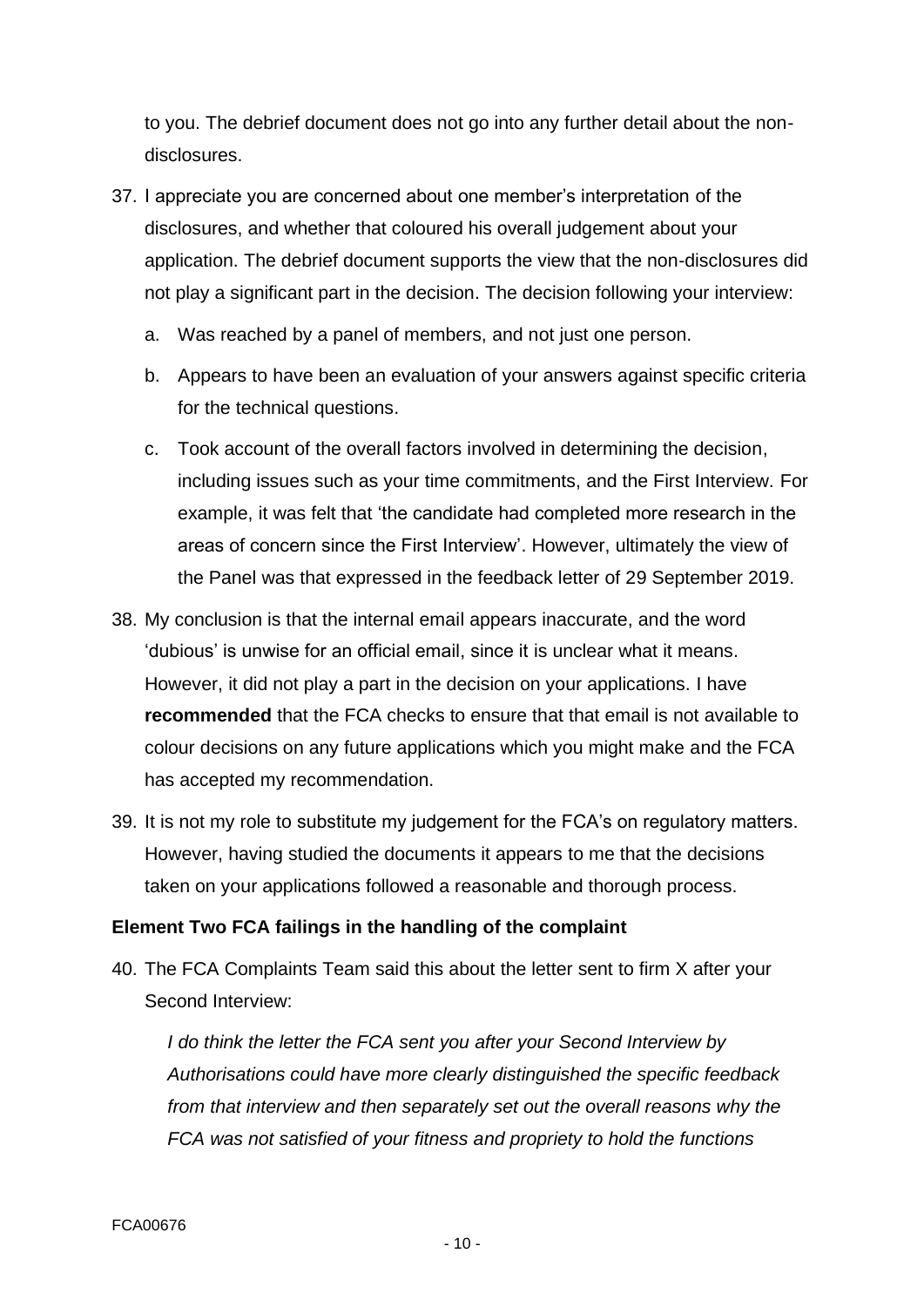to you. The debrief document does not go into any further detail about the non-disclosures.

37. I appreciate you are concerned about one member's interpretation of the disclosures, and whether that coloured his overall judgement about your application. The debrief document supports the view that the non-disclosures did not play a significant part in the decision. The decision following your interview:

    a. Was reached by a panel of members, and not just one person.

    b. Appears to have been an evaluation of your answers against specific criteria for the technical questions.

    c. Took account of the overall factors involved in determining the decision, including issues such as your time commitments, and the First Interview. For example, it was felt that 'the candidate had completed more research in the areas of concern since the First Interview'. However, ultimately the view of the Panel was that expressed in the feedback letter of 29 September 2019.

38. My conclusion is that the internal email appears inaccurate, and the word 'dubious' is unwise for an official email, since it is unclear what it means. However, it did not play a part in the decision on your applications. I have **recommended** that the FCA checks to ensure that that email is not available to colour decisions on any future applications which you might make and the FCA has accepted my recommendation.

39. It is not my role to substitute my judgement for the FCA's on regulatory matters. However, having studied the documents it appears to me that the decisions taken on your applications followed a reasonable and thorough process.

**Element Two FCA failings in the handling of the complaint**

40. The FCA Complaints Team said this about the letter sent to firm X after your Second Interview:

    *I do think the letter the FCA sent you after your Second Interview by Authorisations could have more clearly distinguished the specific feedback from that interview and then separately set out the overall reasons why the FCA was not satisfied of your fitness and propriety to hold the functions*

FCA00676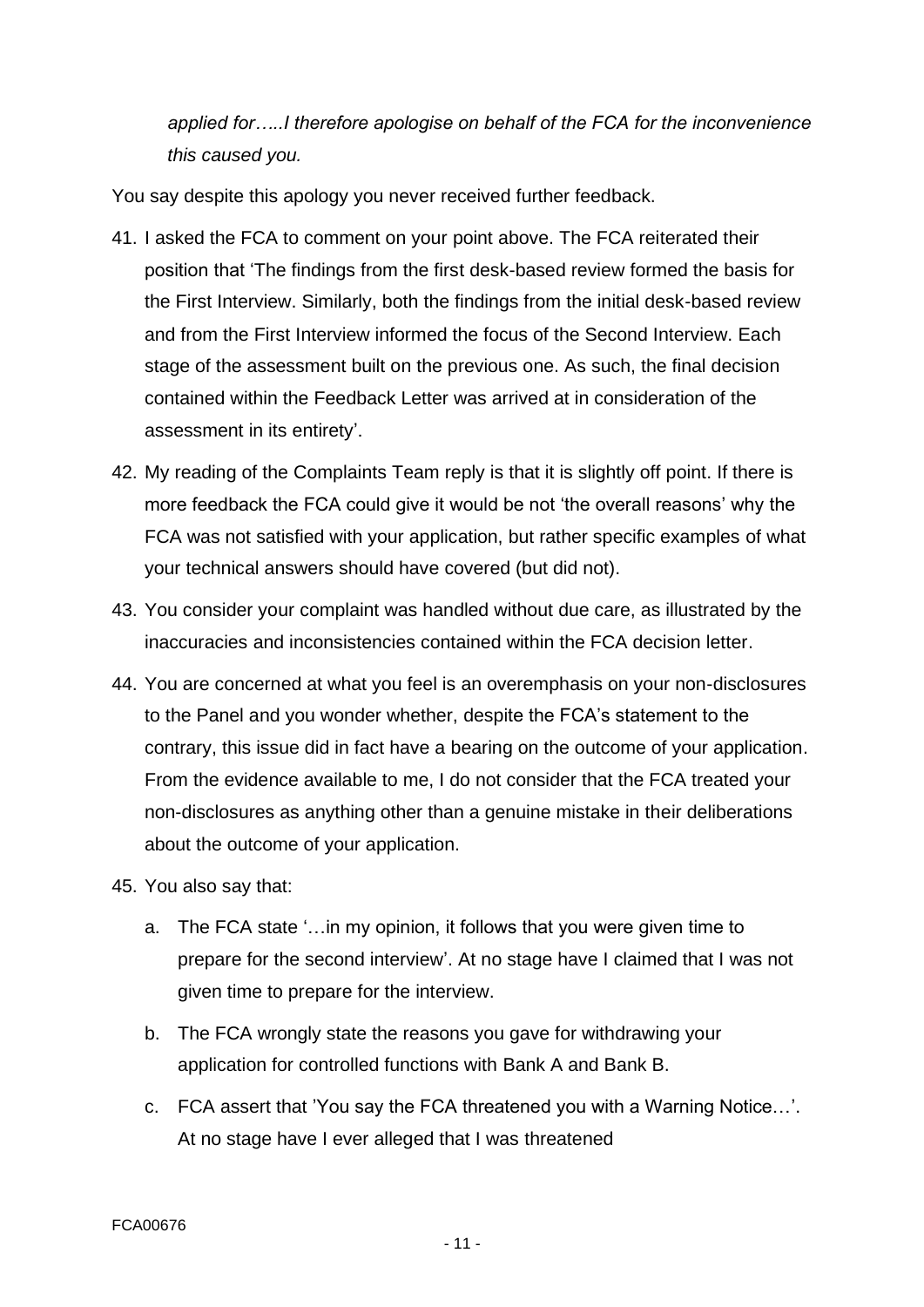*applied for…..I therefore apologise on behalf of the FCA for the inconvenience this caused you.*

You say despite this apology you never received further feedback.

41. I asked the FCA to comment on your point above. The FCA reiterated their position that 'The findings from the first desk-based review formed the basis for the First Interview. Similarly, both the findings from the initial desk-based review and from the First Interview informed the focus of the Second Interview. Each stage of the assessment built on the previous one. As such, the final decision contained within the Feedback Letter was arrived at in consideration of the assessment in its entirety'.

42. My reading of the Complaints Team reply is that it is slightly off point. If there is more feedback the FCA could give it would be not 'the overall reasons' why the FCA was not satisfied with your application, but rather specific examples of what your technical answers should have covered (but did not).

43. You consider your complaint was handled without due care, as illustrated by the inaccuracies and inconsistencies contained within the FCA decision letter.

44. You are concerned at what you feel is an overemphasis on your non-disclosures to the Panel and you wonder whether, despite the FCA's statement to the contrary, this issue did in fact have a bearing on the outcome of your application. From the evidence available to me, I do not consider that the FCA treated your non-disclosures as anything other than a genuine mistake in their deliberations about the outcome of your application.

45. You also say that:

    a. The FCA state '…in my opinion, it follows that you were given time to prepare for the second interview'. At no stage have I claimed that I was not given time to prepare for the interview.

    b. The FCA wrongly state the reasons you gave for withdrawing your application for controlled functions with Bank A and Bank B.

    c. FCA assert that 'You say the FCA threatened you with a Warning Notice…'. At no stage have I ever alleged that I was threatened

FCA00676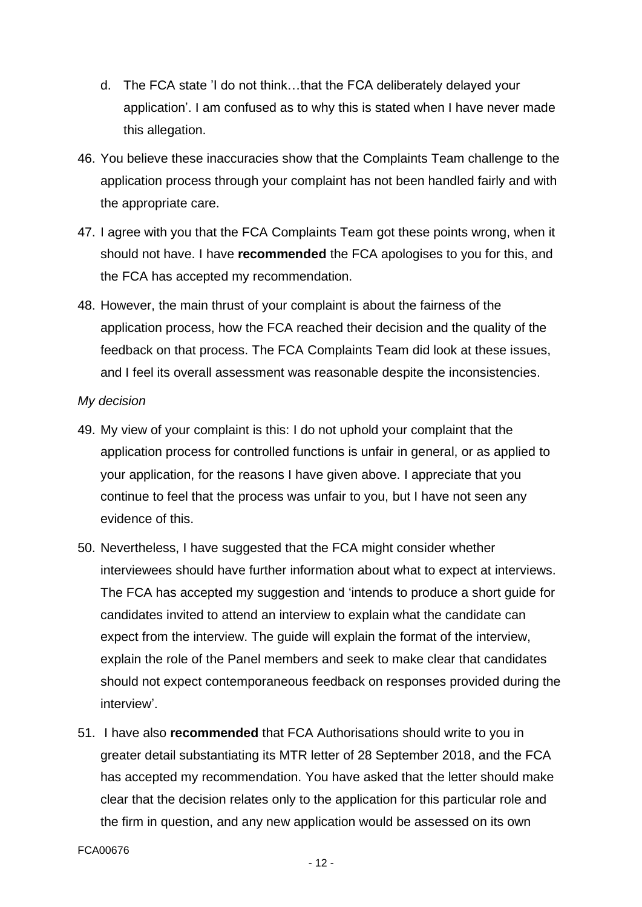d. The FCA state 'I do not think…that the FCA deliberately delayed your application'. I am confused as to why this is stated when I have never made this allegation.

46. You believe these inaccuracies show that the Complaints Team challenge to the application process through your complaint has not been handled fairly and with the appropriate care.

47. I agree with you that the FCA Complaints Team got these points wrong, when it should not have. I have **recommended** the FCA apologises to you for this, and the FCA has accepted my recommendation.

48. However, the main thrust of your complaint is about the fairness of the application process, how the FCA reached their decision and the quality of the feedback on that process. The FCA Complaints Team did look at these issues, and I feel its overall assessment was reasonable despite the inconsistencies.

*My decision*

49. My view of your complaint is this: I do not uphold your complaint that the application process for controlled functions is unfair in general, or as applied to your application, for the reasons I have given above. I appreciate that you continue to feel that the process was unfair to you, but I have not seen any evidence of this.

50. Nevertheless, I have suggested that the FCA might consider whether interviewees should have further information about what to expect at interviews. The FCA has accepted my suggestion and 'intends to produce a short guide for candidates invited to attend an interview to explain what the candidate can expect from the interview. The guide will explain the format of the interview, explain the role of the Panel members and seek to make clear that candidates should not expect contemporaneous feedback on responses provided during the interview'.

51. I have also **recommended** that FCA Authorisations should write to you in greater detail substantiating its MTR letter of 28 September 2018, and the FCA has accepted my recommendation. You have asked that the letter should make clear that the decision relates only to the application for this particular role and the firm in question, and any new application would be assessed on its own

FCA00676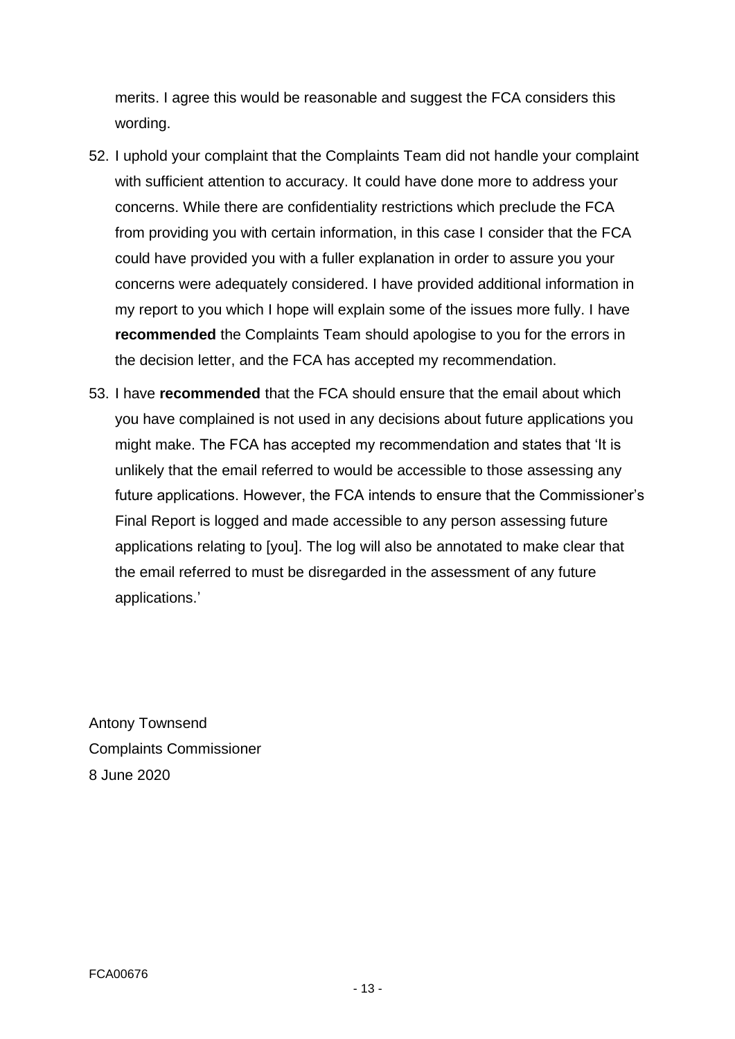merits. I agree this would be reasonable and suggest the FCA considers this wording.

52. I uphold your complaint that the Complaints Team did not handle your complaint with sufficient attention to accuracy. It could have done more to address your concerns. While there are confidentiality restrictions which preclude the FCA from providing you with certain information, in this case I consider that the FCA could have provided you with a fuller explanation in order to assure you your concerns were adequately considered. I have provided additional information in my report to you which I hope will explain some of the issues more fully. I have **recommended** the Complaints Team should apologise to you for the errors in the decision letter, and the FCA has accepted my recommendation.

53. I have **recommended** that the FCA should ensure that the email about which you have complained is not used in any decisions about future applications you might make. The FCA has accepted my recommendation and states that 'It is unlikely that the email referred to would be accessible to those assessing any future applications. However, the FCA intends to ensure that the Commissioner's Final Report is logged and made accessible to any person assessing future applications relating to [you]. The log will also be annotated to make clear that the email referred to must be disregarded in the assessment of any future applications.'

Antony Townsend
Complaints Commissioner
8 June 2020

FCA00676